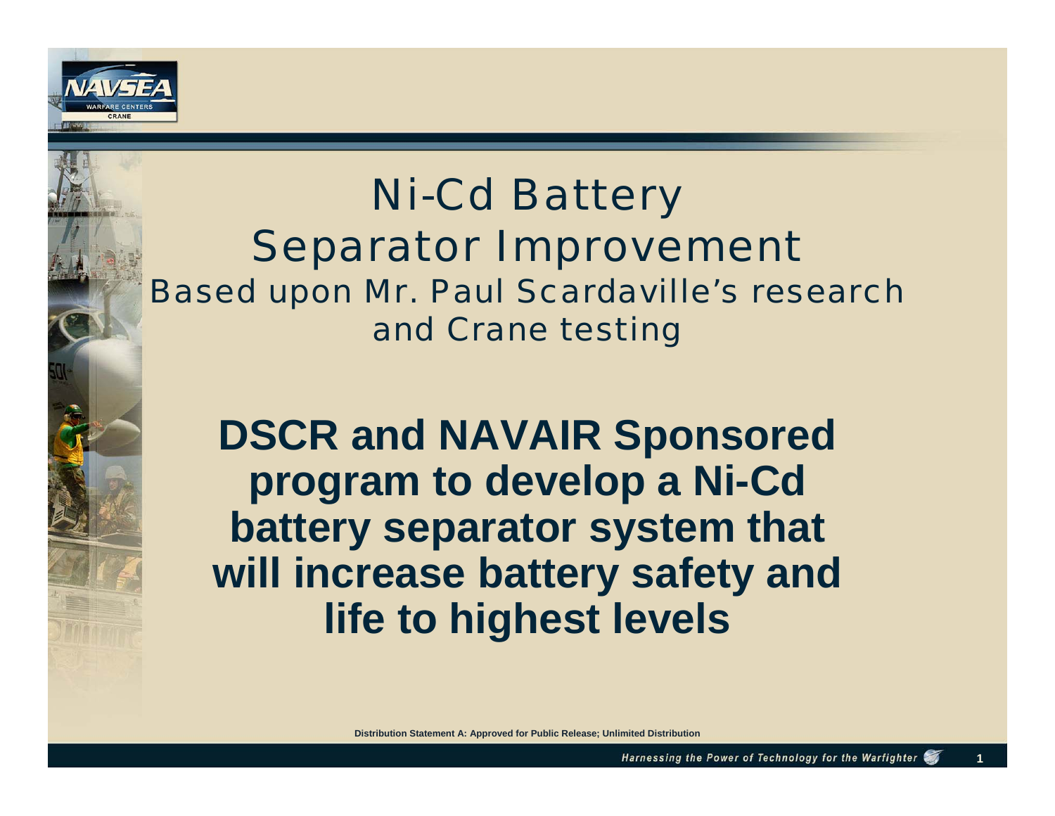# Ni-Cd Battery Separator Improvement

## Based upon Mr. Paul Scardaville's research and Crane testing

**DSCR and NAVAIR Sponsored program to develop a Ni-Cd battery separator system that will increase battery safety and life to highest levels**

Distribution Statement A: Approved for Public Release; Unlimited Distribution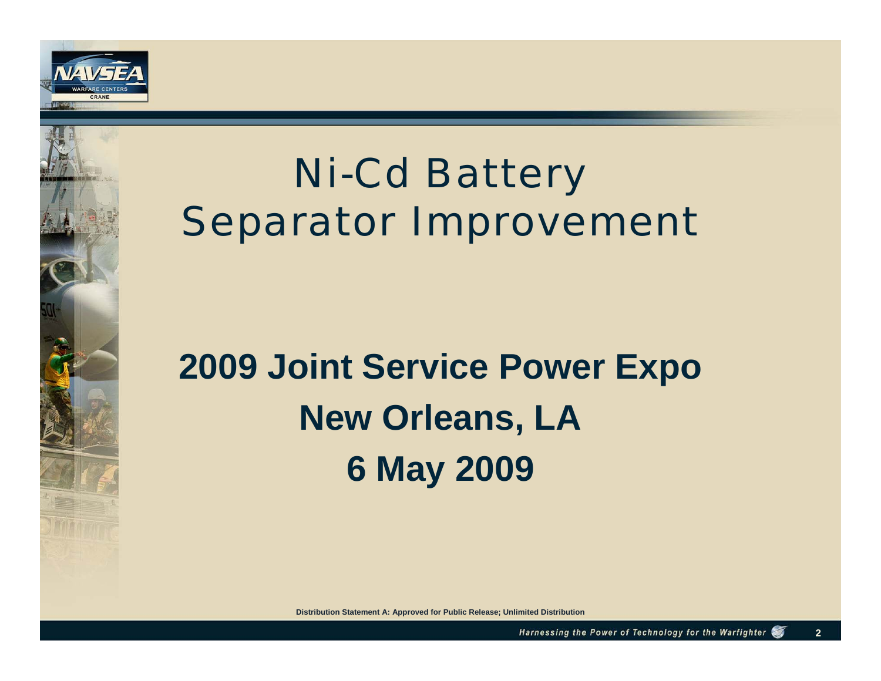# Ni-Cd Battery Separator Improvement

**2009 Joint Service Power Expo**

**New Orleans, LA**

**6 May 2009**

Distribution Statement A: Approved for Public Release; Unlimited Distribution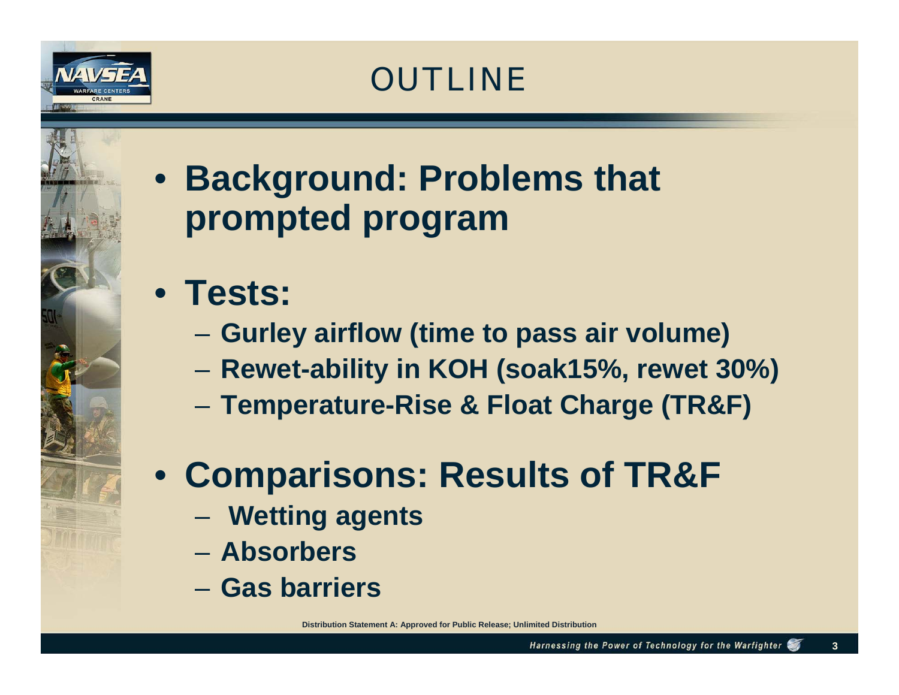# OUTLINE

- **Background: Problems that prompted program**
- **Tests:**
  - **Gurley airflow (time to pass air volume)**
  - **Rewet-ability in KOH (soak15%, rewet 30%)**
  - **Temperature-Rise & Float Charge (TR&F)**
- **Comparisons: Results of TR&F**
  - **Wetting agents**
  - **Absorbers**
  - **Gas barriers**

Distribution Statement A: Approved for Public Release; Unlimited Distribution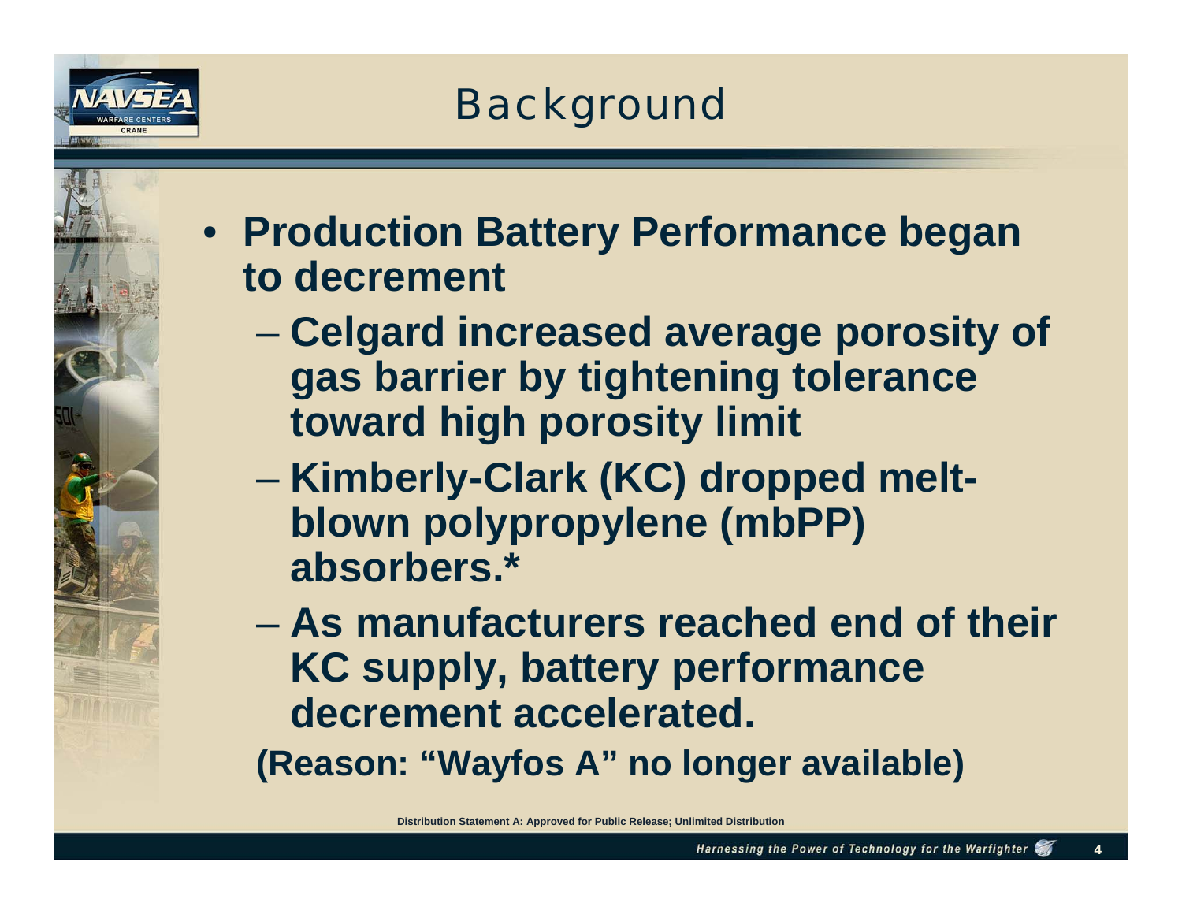# Background

- **Production Battery Performance began to decrement**
  - **Celgard increased average porosity of gas barrier by tightening tolerance toward high porosity limit**
  - **Kimberly-Clark (KC) dropped melt-blown polypropylene (mbPP) absorbers.***
  - **As manufacturers reached end of their KC supply, battery performance decrement accelerated.**

**(Reason: "Wayfos A" no longer available)**

Distribution Statement A: Approved for Public Release; Unlimited Distribution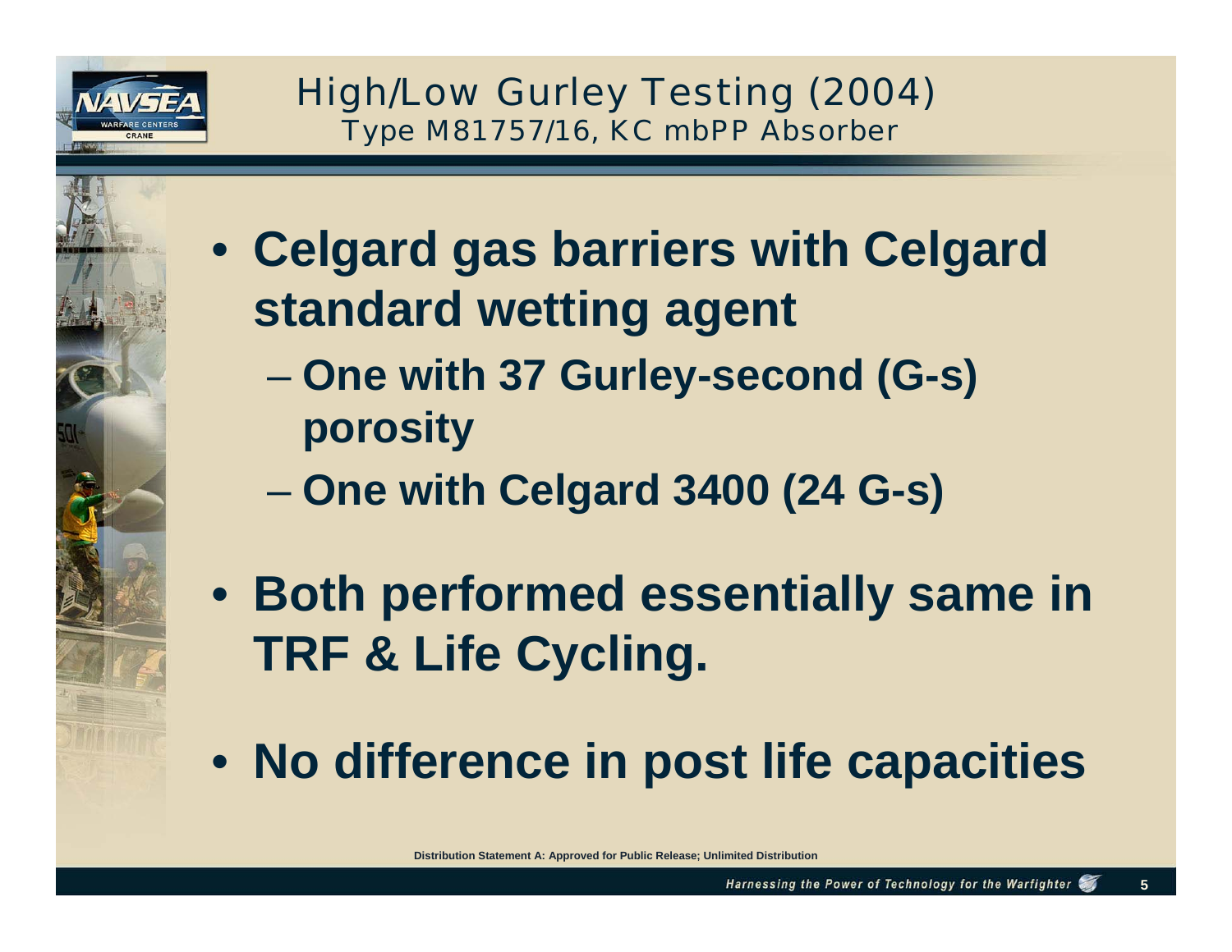# High/Low Gurley Testing (2004)

## Type M81757/16, KC mbPP Absorber

- **Celgard gas barriers with Celgard standard wetting agent**
  - **One with 37 Gurley-second (G-s) porosity**
  - **One with Celgard 3400 (24 G-s)**
- **Both performed essentially same in TRF & Life Cycling.**
- **No difference in post life capacities**

Distribution Statement A: Approved for Public Release; Unlimited Distribution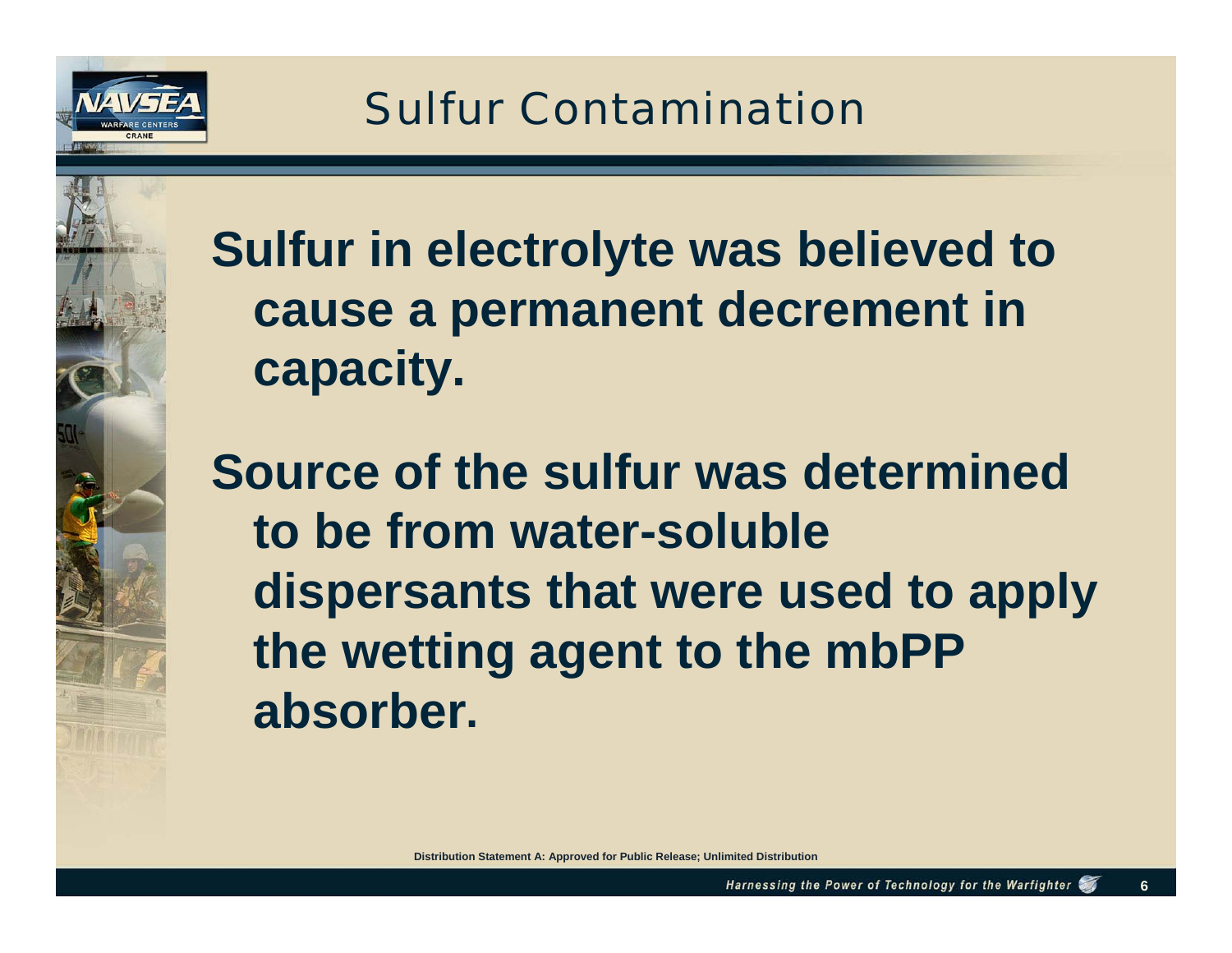# Sulfur Contamination

**Sulfur in electrolyte was believed to cause a permanent decrement in capacity.**

**Source of the sulfur was determined to be from water-soluble dispersants that were used to apply the wetting agent to the mbPP absorber.**

Distribution Statement A: Approved for Public Release; Unlimited Distribution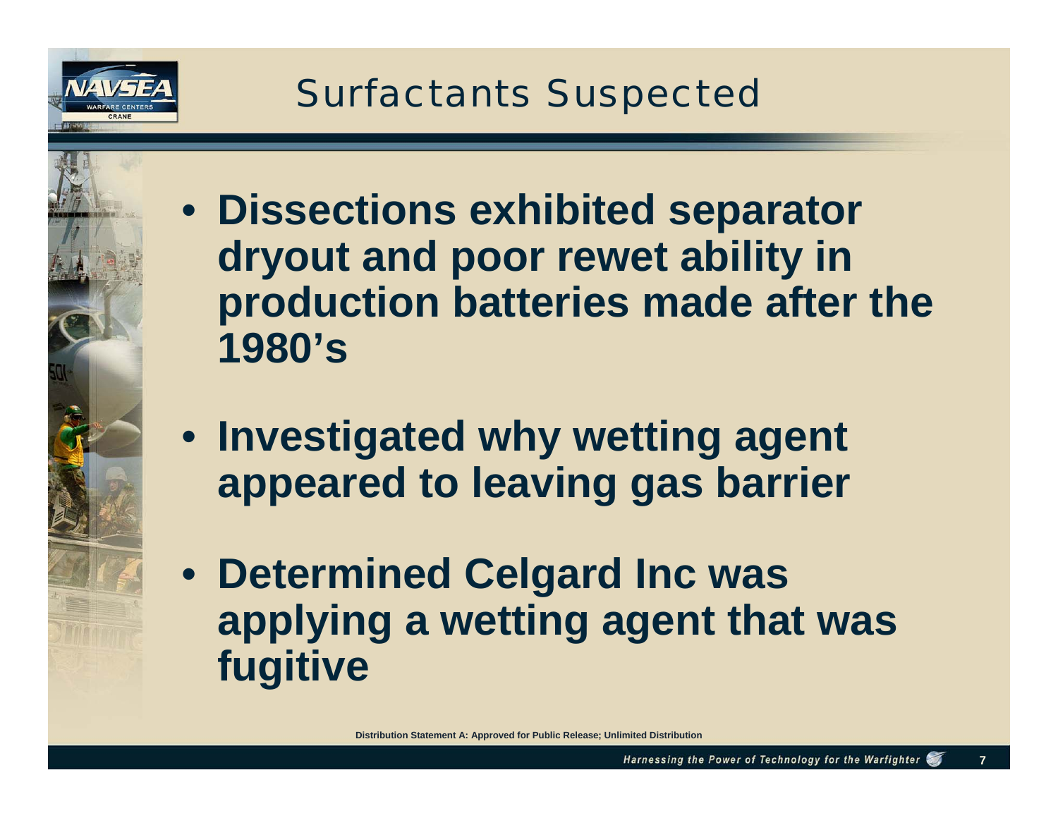# Surfactants Suspected

- **Dissections exhibited separator dryout and poor rewet ability in production batteries made after the 1980's**
- **Investigated why wetting agent appeared to leaving gas barrier**
- **Determined Celgard Inc was applying a wetting agent that was fugitive**

Distribution Statement A: Approved for Public Release; Unlimited Distribution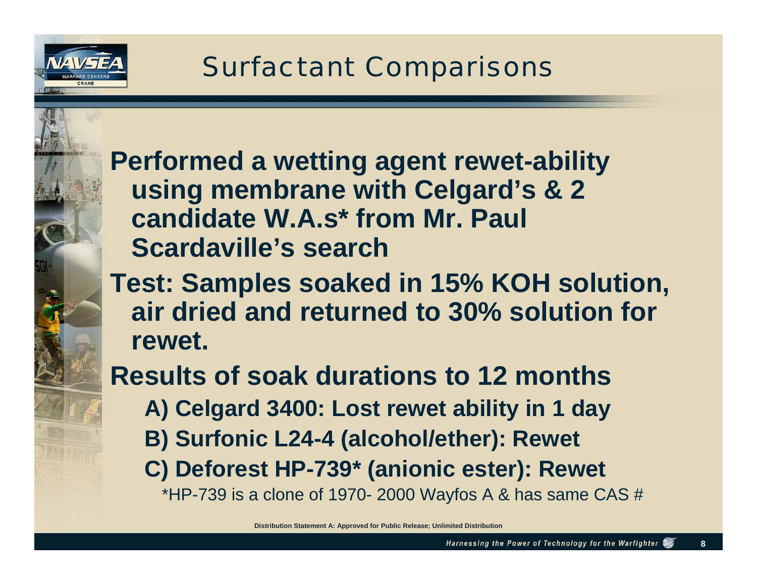# Surfactant Comparisons

- **Performed a wetting agent rewet-ability using membrane with Celgard's & 2 candidate W.A.s* from Mr. Paul Scardaville's search**
- **Test: Samples soaked in 15% KOH solution, air dried and returned to 30% solution for rewet.**
- **Results of soak durations to 12 months**
  - **A) Celgard 3400: Lost rewet ability in 1 day**
  - **B) Surfonic L24-4 (alcohol/ether): Rewet**
  - **C) Deforest HP-739* (anionic ester): Rewet**

  *HP-739 is a clone of 1970- 2000 Wayfos A & has same CAS #

Distribution Statement A: Approved for Public Release; Unlimited Distribution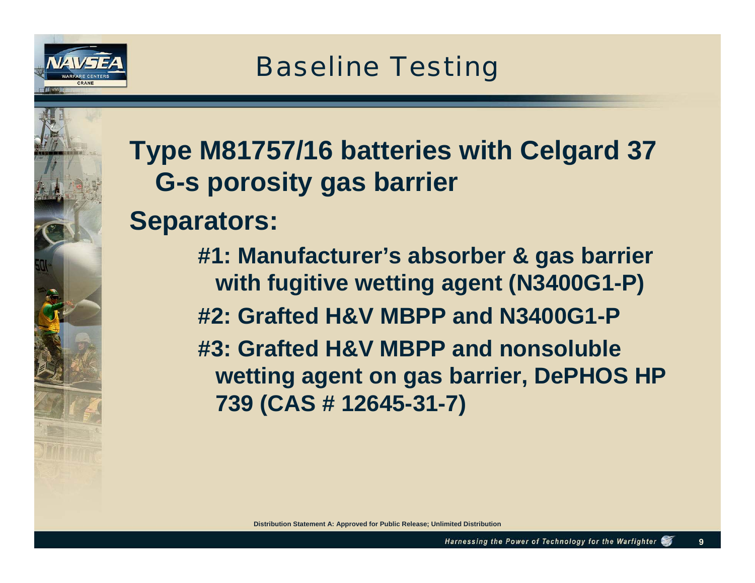# Baseline Testing

**Type M81757/16 batteries with Celgard 37 G-s porosity gas barrier**

**Separators:**

- **#1: Manufacturer's absorber & gas barrier with fugitive wetting agent (N3400G1-P)**
- **#2: Grafted H&V MBPP and N3400G1-P**
- **#3: Grafted H&V MBPP and nonsoluble wetting agent on gas barrier, DePHOS HP 739 (CAS # 12645-31-7)**

Distribution Statement A: Approved for Public Release; Unlimited Distribution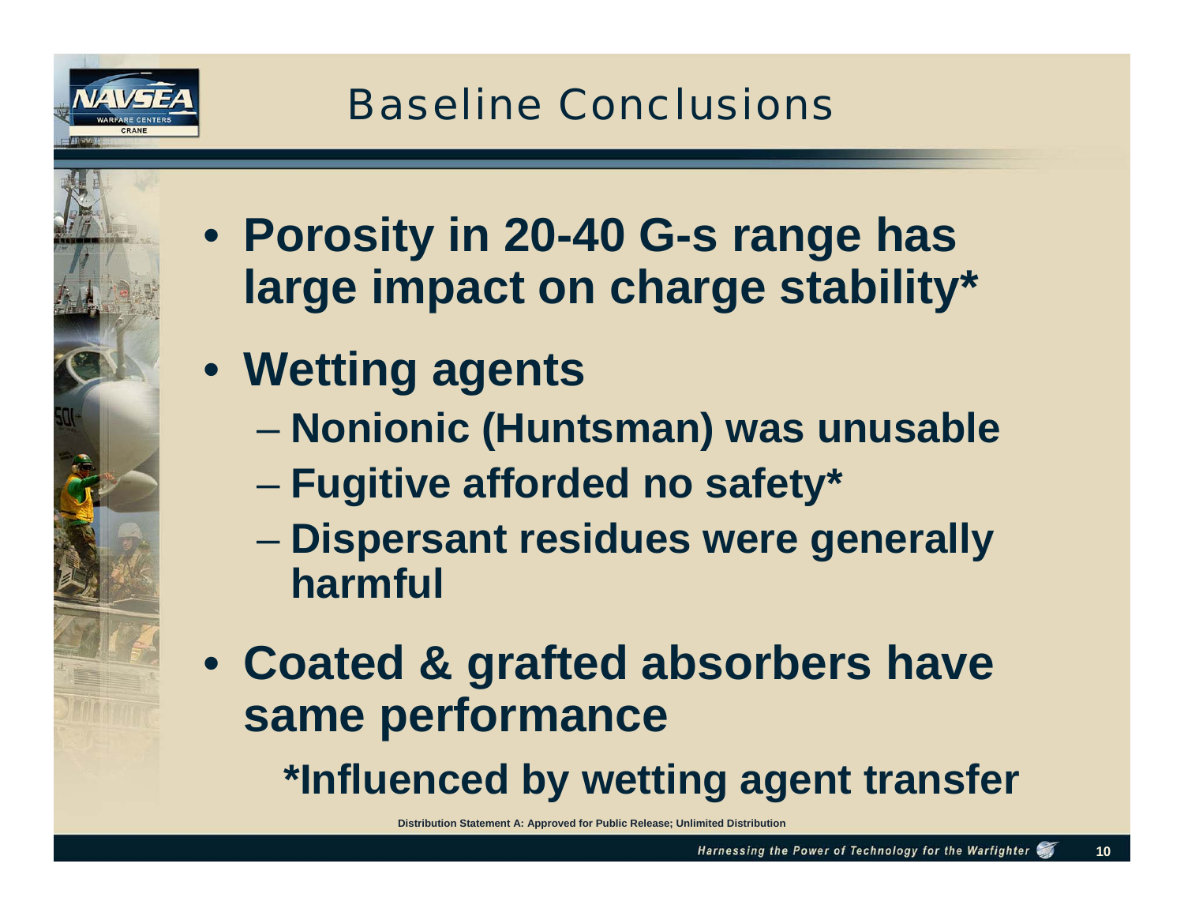# Baseline Conclusions

- **Porosity in 20-40 G-s range has large impact on charge stability***
- **Wetting agents**
  - **Nonionic (Huntsman) was unusable**
  - **Fugitive afforded no safety***
  - **Dispersant residues were generally harmful**
- **Coated & grafted absorbers have same performance**

**\*Influenced by wetting agent transfer**

**Distribution Statement A: Approved for Public Release; Unlimited Distribution**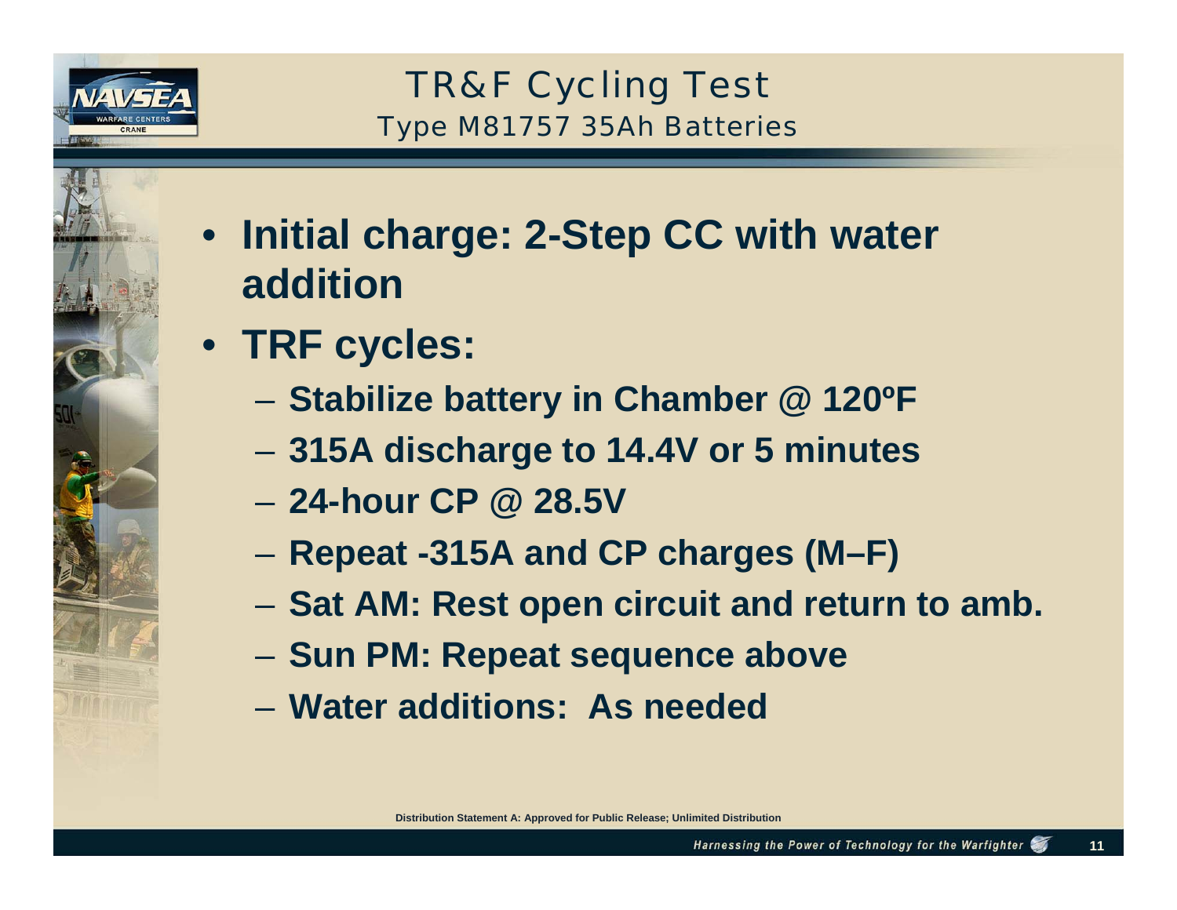# TR&F Cycling Test

## Type M81757 35Ah Batteries

- **Initial charge: 2-Step CC with water addition**
- **TRF cycles:**
  - **Stabilize battery in Chamber @ 120ºF**
  - **315A discharge to 14.4V or 5 minutes**
  - **24-hour CP @ 28.5V**
  - **Repeat -315A and CP charges (M–F)**
  - **Sat AM: Rest open circuit and return to amb.**
  - **Sun PM: Repeat sequence above**
  - **Water additions: As needed**

Distribution Statement A: Approved for Public Release; Unlimited Distribution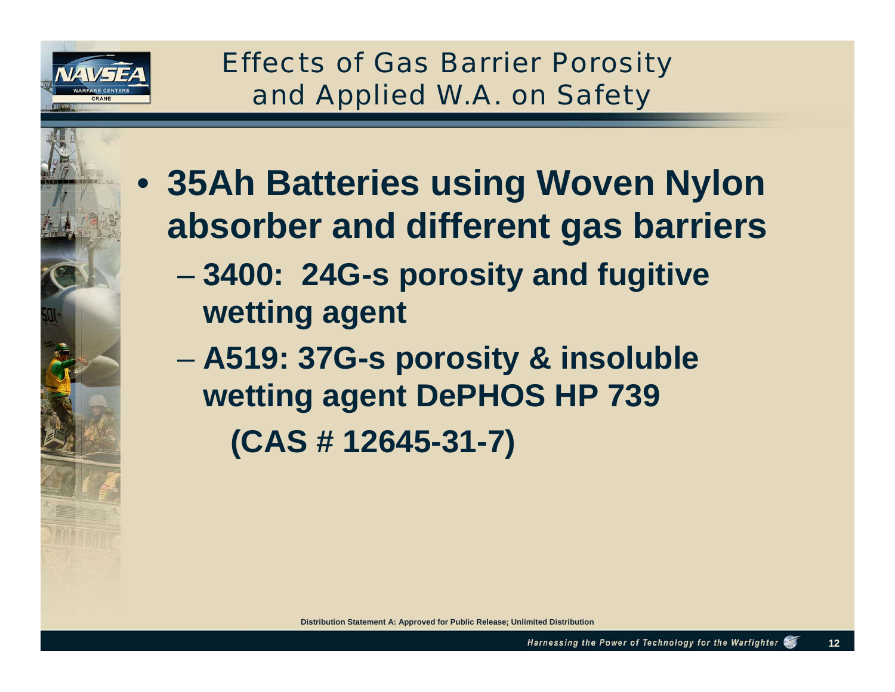# Effects of Gas Barrier Porosity and Applied W.A. on Safety

- **35Ah Batteries using Woven Nylon absorber and different gas barriers**
  - **3400: 24G-s porosity and fugitive wetting agent**
  - **A519: 37G-s porosity & insoluble wetting agent DePHOS HP 739 (CAS # 12645-31-7)**

Distribution Statement A: Approved for Public Release; Unlimited Distribution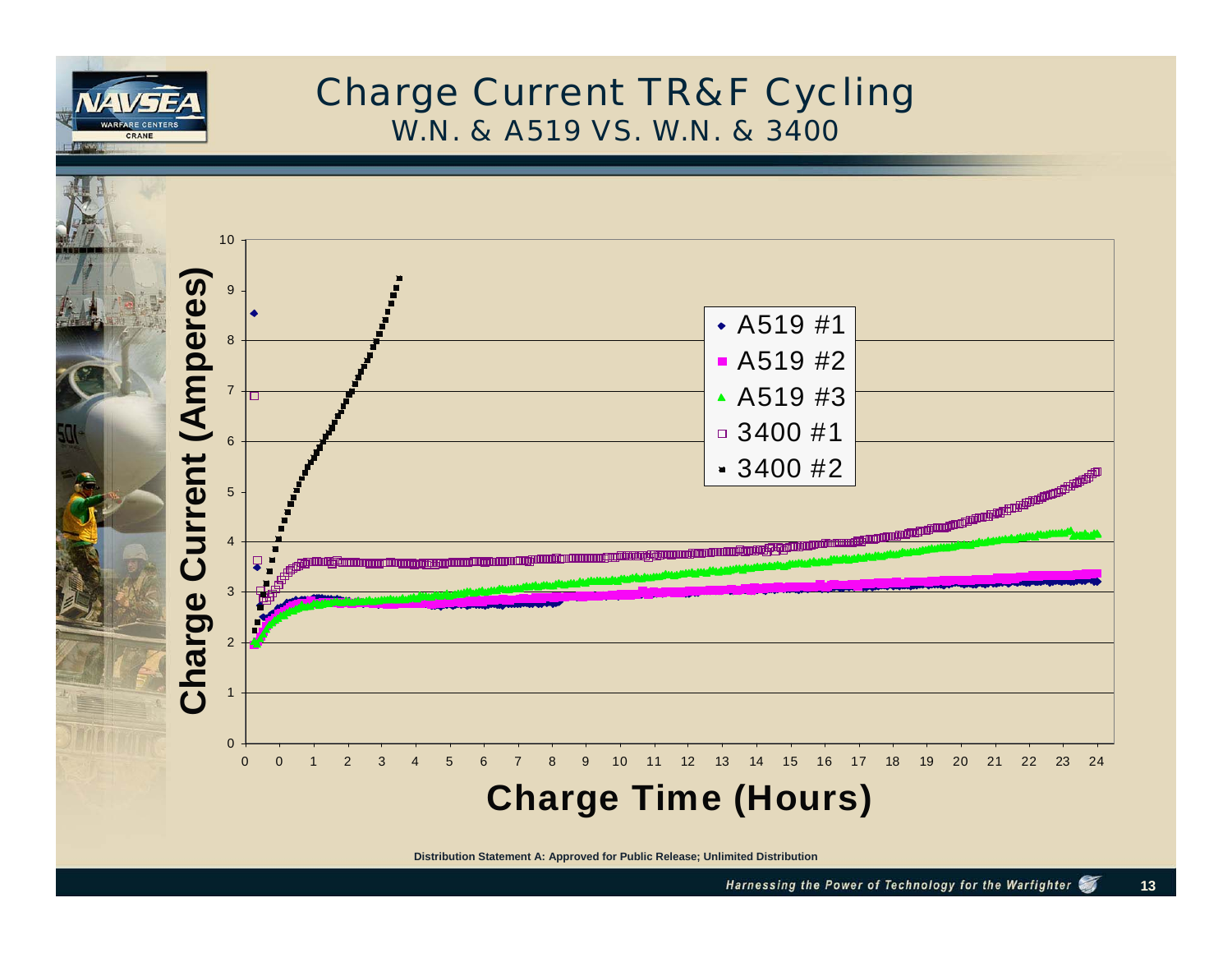# Charge Current TR&F Cycling

## W.N. & A519 VS. W.N. & 3400

Charge Current (Amperes)

Charge Time (Hours)

- A519 #1
- A519 #2
- A519 #3
- 3400 #1
- 3400 #2

Distribution Statement A: Approved for Public Release; Unlimited Distribution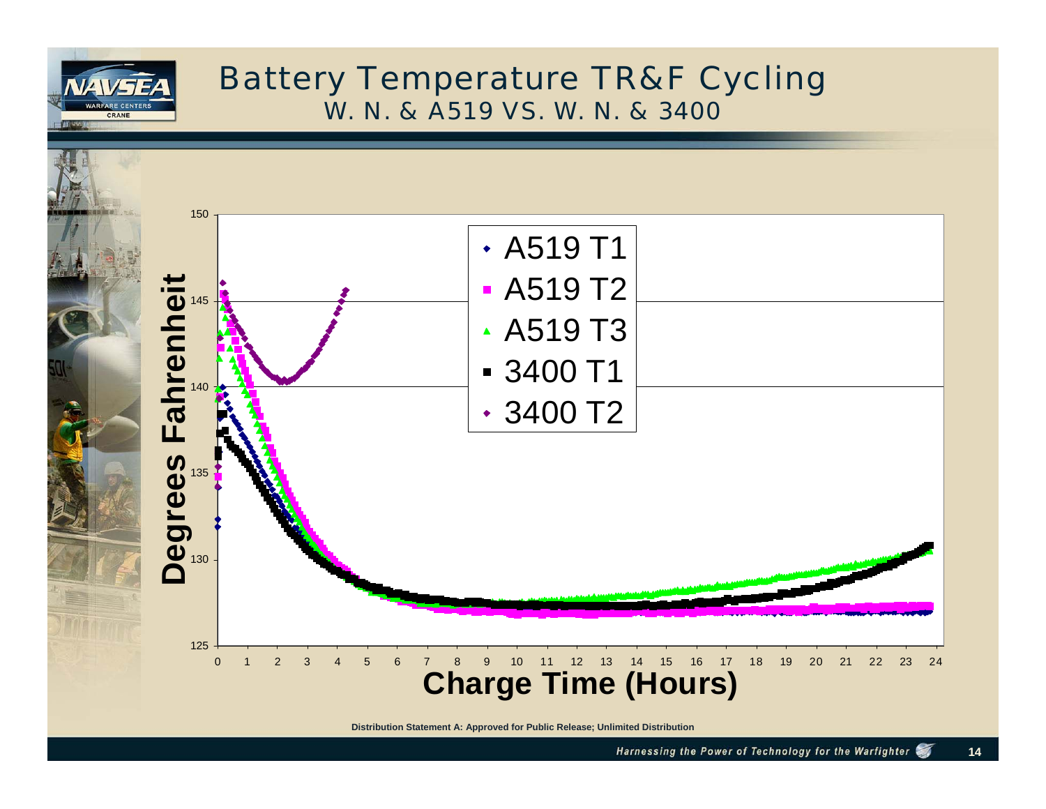# Battery Temperature TR&F Cycling

## W. N. & A519 VS. W. N. & 3400

Degrees Fahrenheit

Charge Time (Hours)

- A519 T1
- A519 T2
- A519 T3
- 3400 T1
- 3400 T2

Distribution Statement A: Approved for Public Release; Unlimited Distribution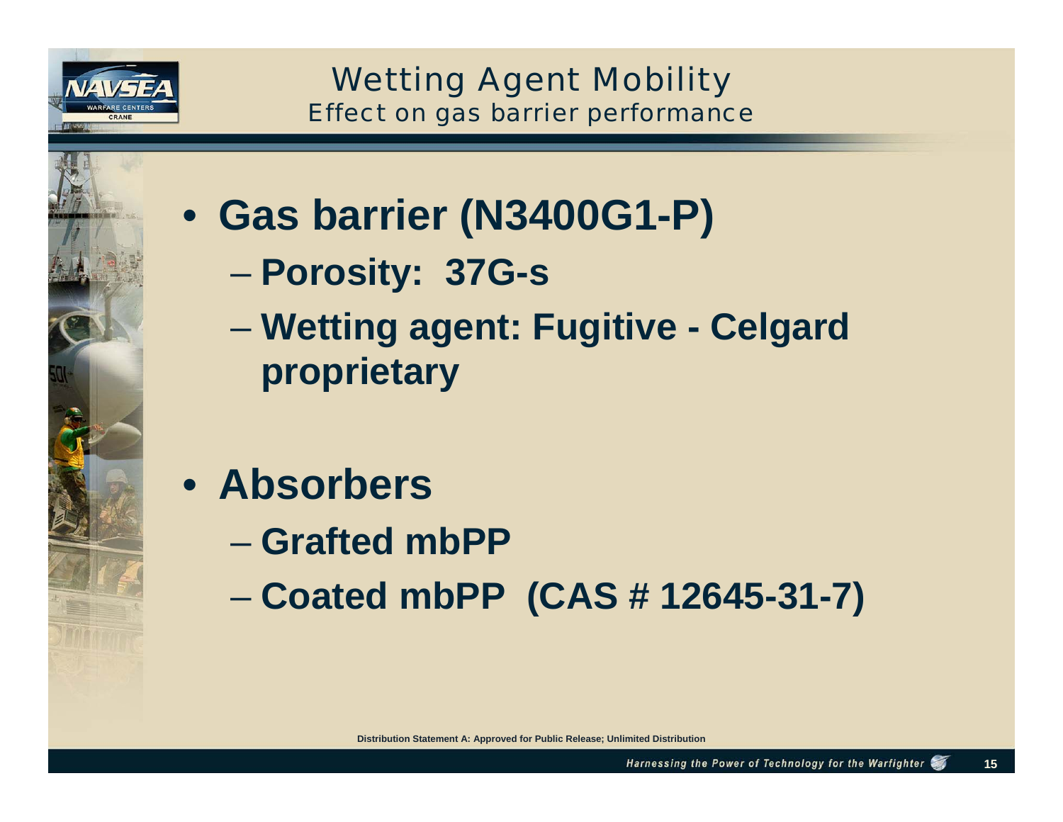# Wetting Agent Mobility
## Effect on gas barrier performance

- **Gas barrier (N3400G1-P)**
  - **Porosity: 37G-s**
  - **Wetting agent: Fugitive - Celgard proprietary**

- **Absorbers**
  - **Grafted mbPP**
  - **Coated mbPP (CAS # 12645-31-7)**

Distribution Statement A: Approved for Public Release; Unlimited Distribution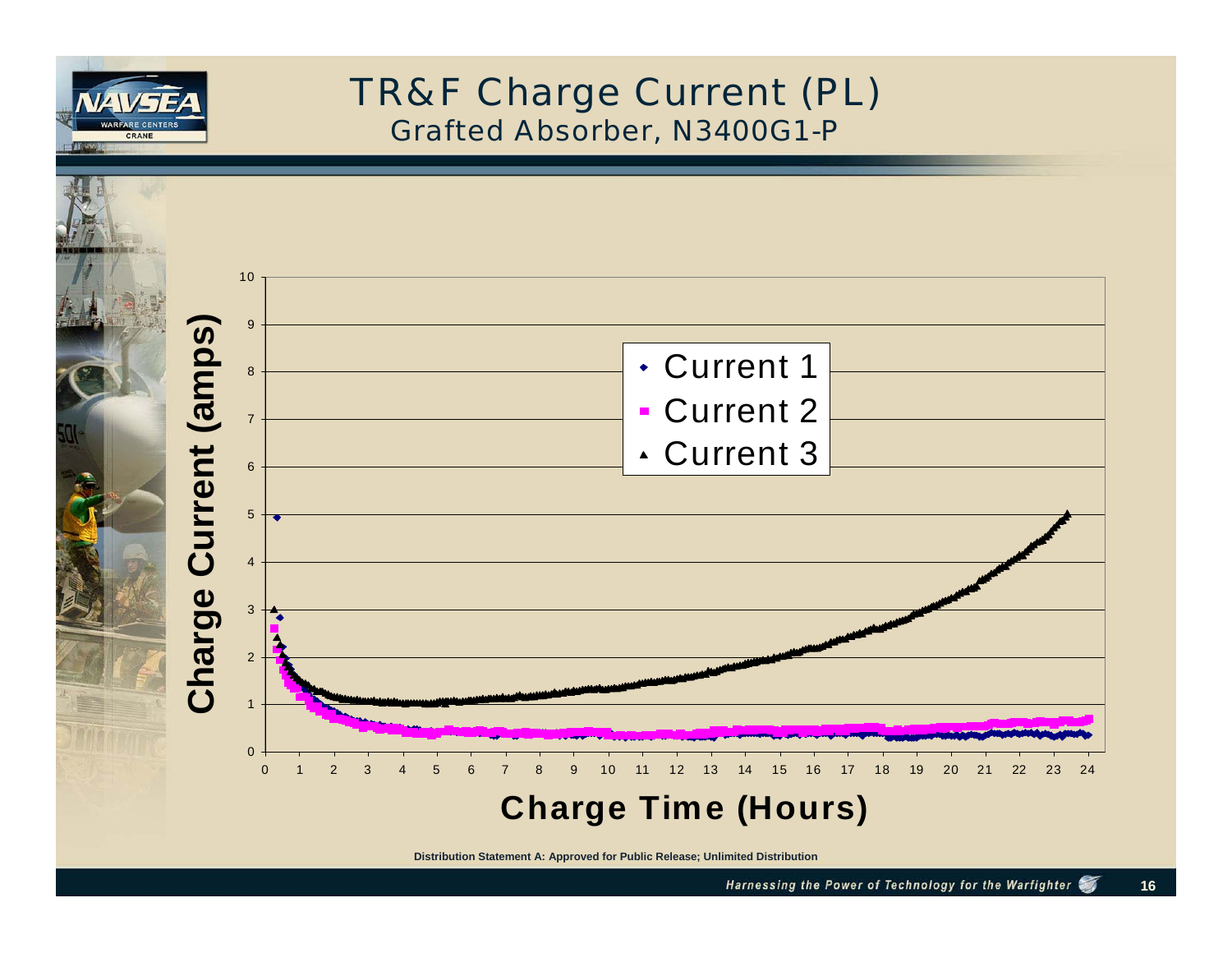# TR&F Charge Current (PL)

## Grafted Absorber, N3400G1-P

Charge Current (amps)

Charge Time (Hours)

- Current 1
- Current 2
- Current 3

Distribution Statement A: Approved for Public Release; Unlimited Distribution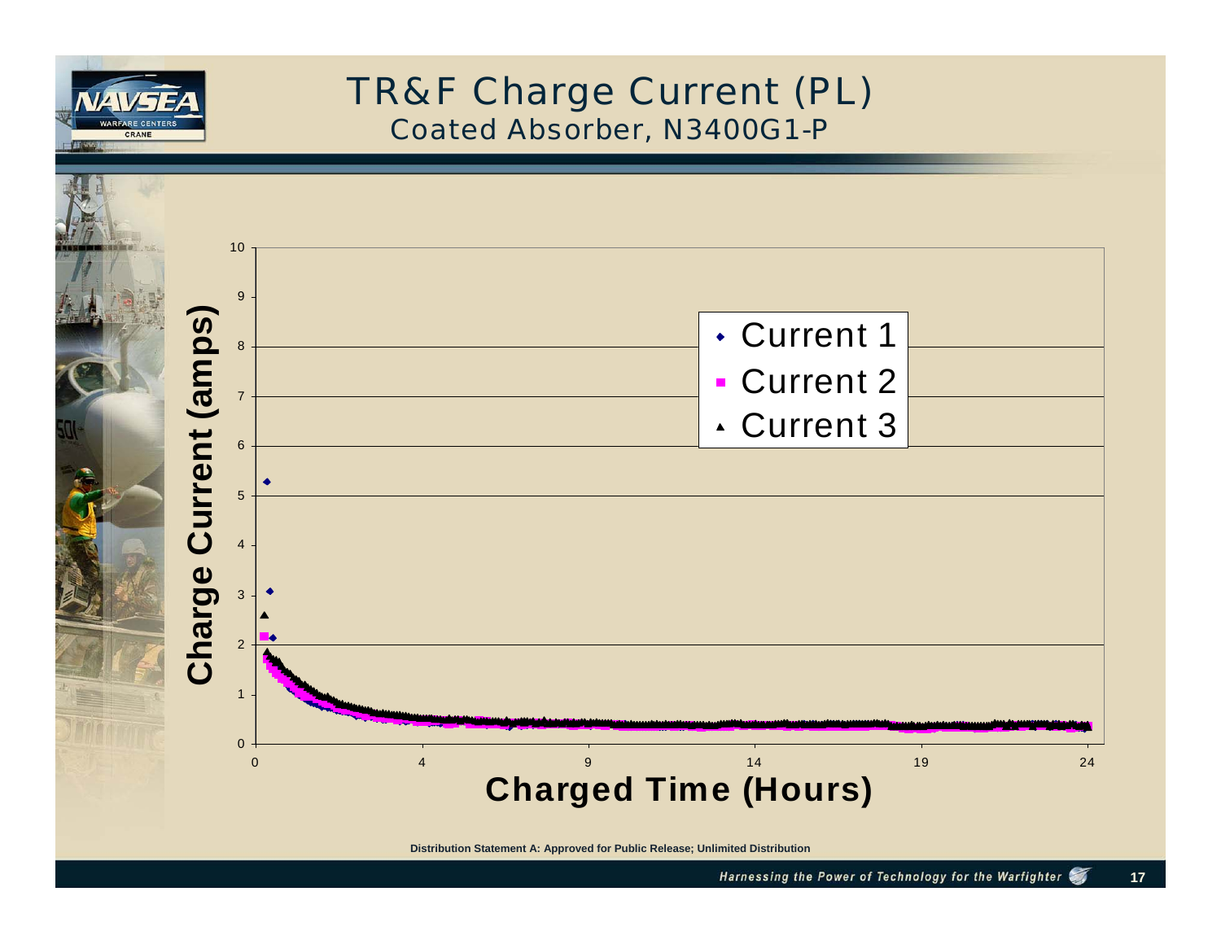# TR&F Charge Current (PL)

## Coated Absorber, N3400G1-P

Distribution Statement A: Approved for Public Release; Unlimited Distribution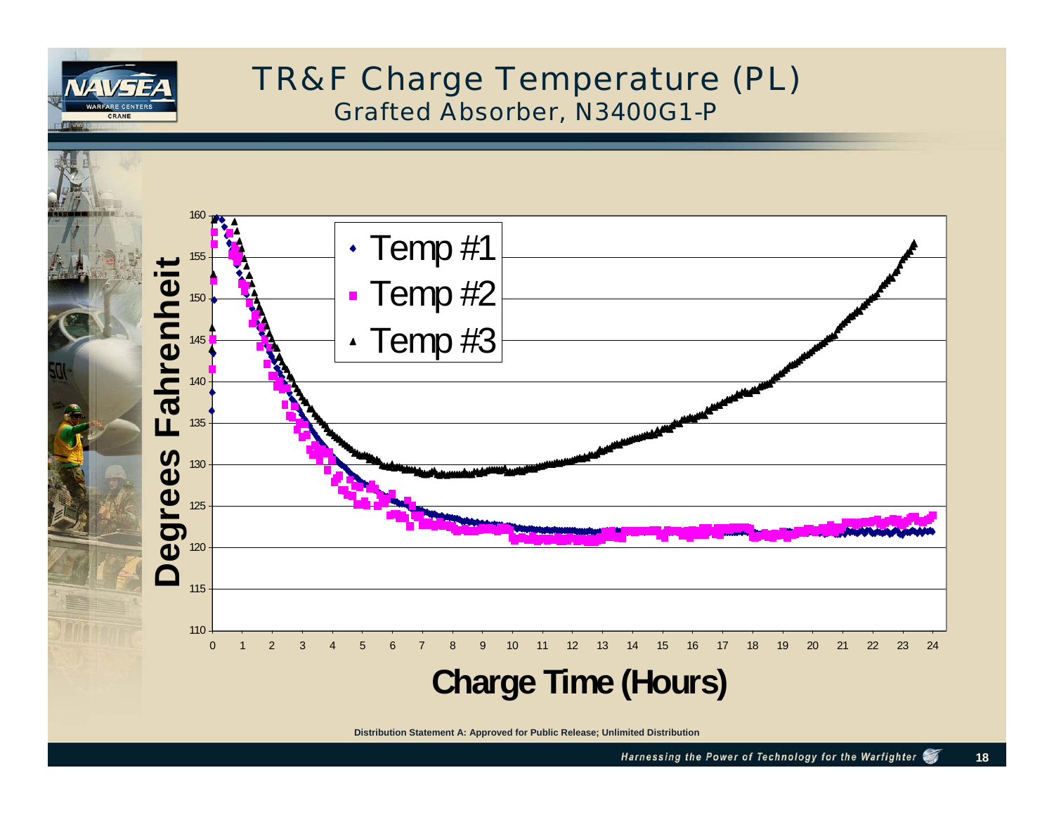# TR&F Charge Temperature (PL)

## Grafted Absorber, N3400G1-P

Degrees Fahrenheit

160, 155, 150, 145, 140, 135, 130, 125, 120, 115, 110

- Temp #1
- Temp #2
- Temp #3

0 1 2 3 4 5 6 7 8 9 10 11 12 13 14 15 16 17 18 19 20 21 22 23 24

**Charge Time (Hours)**

**Distribution Statement A: Approved for Public Release; Unlimited Distribution**

*Harnessing the Power of Technology for the Warfighter*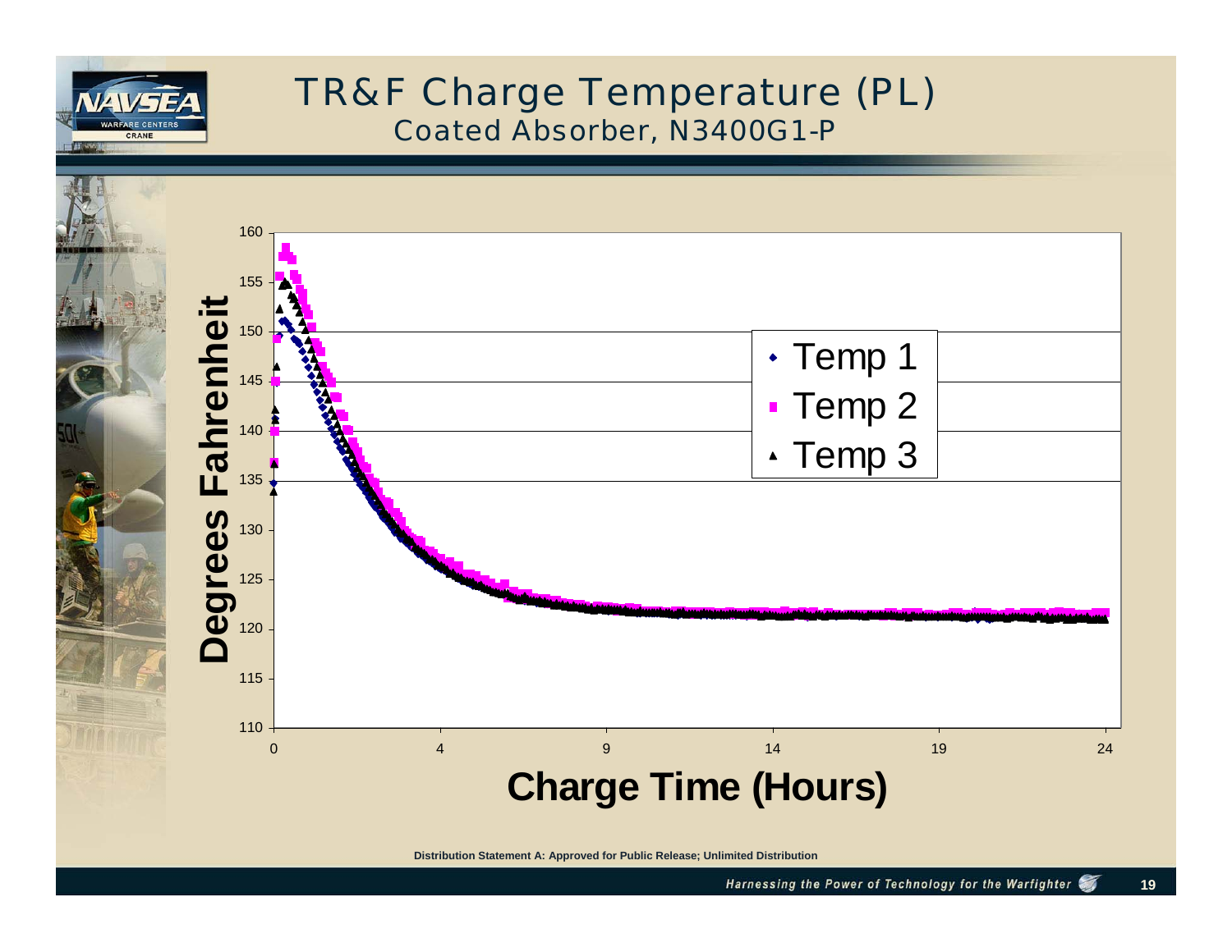# TR&F Charge Temperature (PL)

## Coated Absorber, N3400G1-P

Degrees Fahrenheit

160
155
150
145
140
135
130
125
120
115
110

0 4 9 14 19 24

Charge Time (Hours)

- Temp 1
- Temp 2
- Temp 3

**Distribution Statement A: Approved for Public Release; Unlimited Distribution**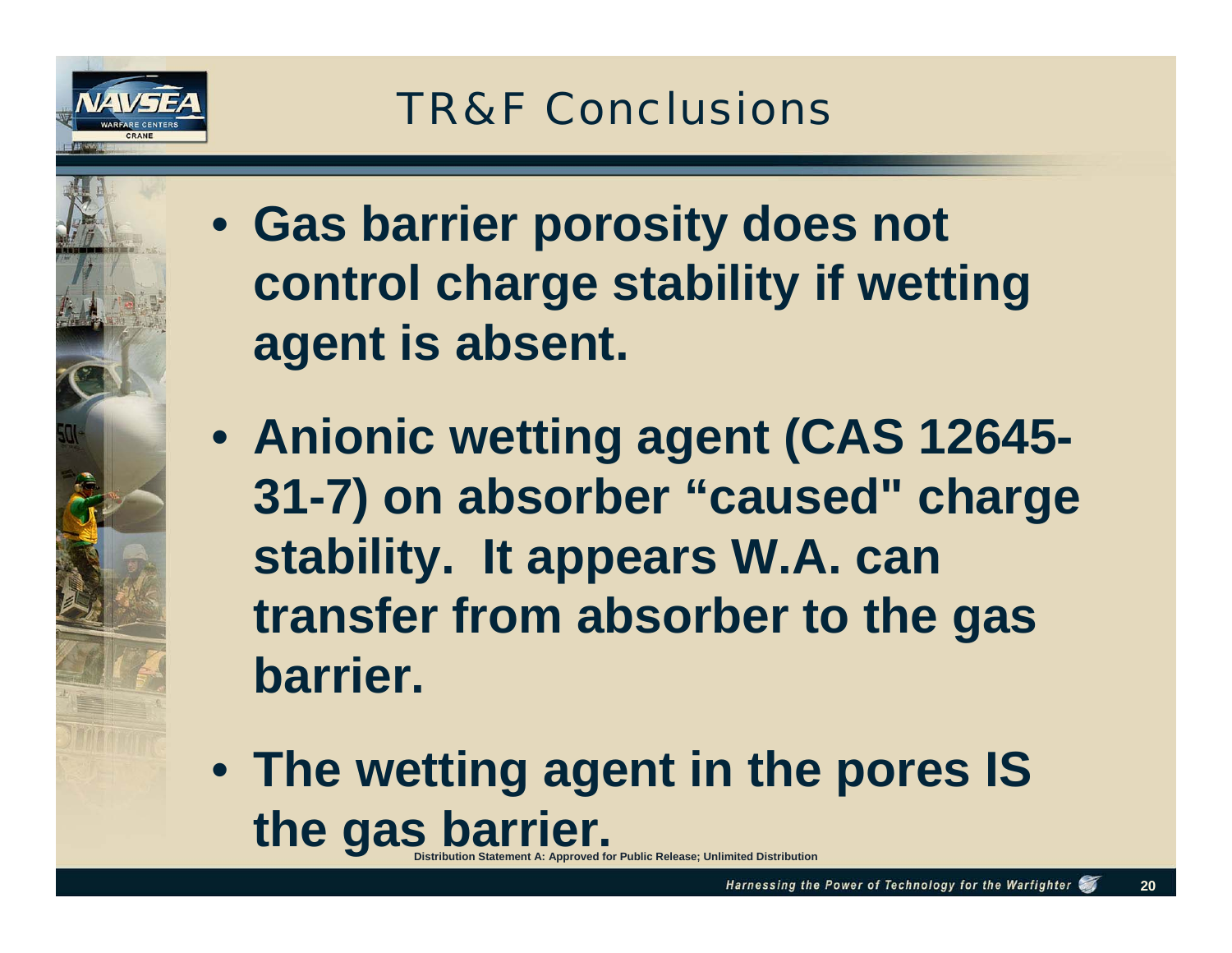# TR&F Conclusions

- **Gas barrier porosity does not control charge stability if wetting agent is absent.**
- **Anionic wetting agent (CAS 12645-31-7) on absorber "caused" charge stability. It appears W.A. can transfer from absorber to the gas barrier.**
- **The wetting agent in the pores IS the gas barrier.**

Distribution Statement A: Approved for Public Release; Unlimited Distribution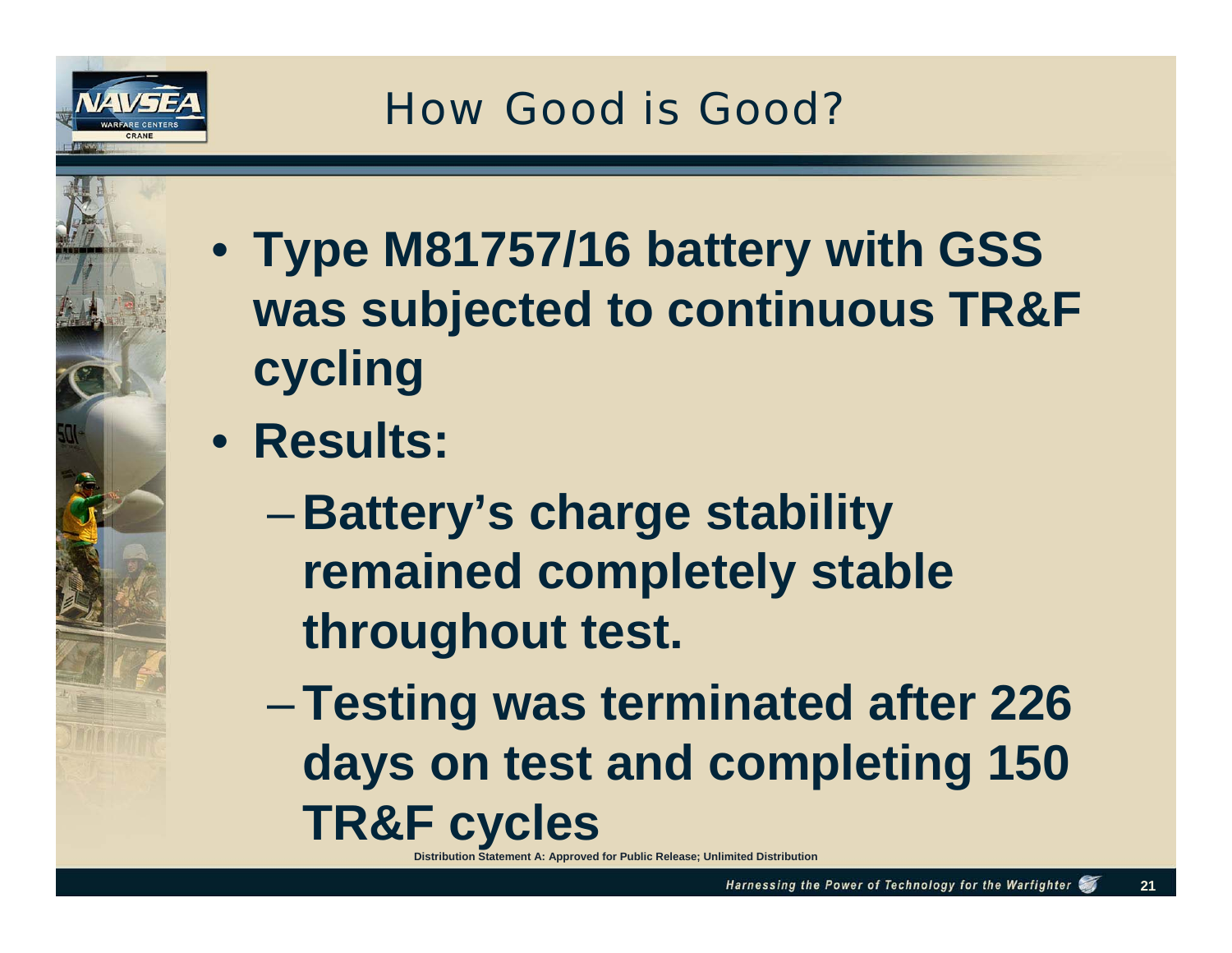# How Good is Good?

- **Type M81757/16 battery with GSS was subjected to continuous TR&F cycling**
- **Results:**
  - **Battery's charge stability remained completely stable throughout test.**
  - **Testing was terminated after 226 days on test and completing 150 TR&F cycles**

**Distribution Statement A: Approved for Public Release; Unlimited Distribution**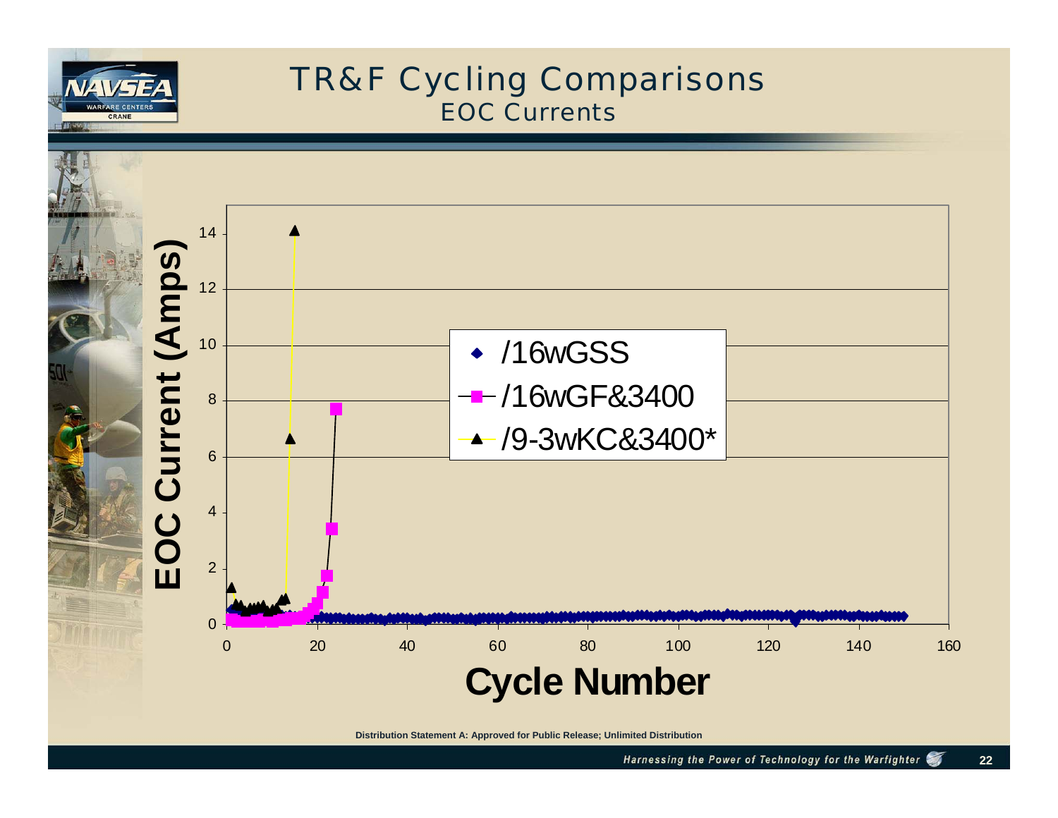# TR&F Cycling Comparisons

## EOC Currents

EOC Current (Amps)

Cycle Number

- /16wGSS
- /16wGF&3400
- /9-3wKC&3400*

Distribution Statement A: Approved for Public Release; Unlimited Distribution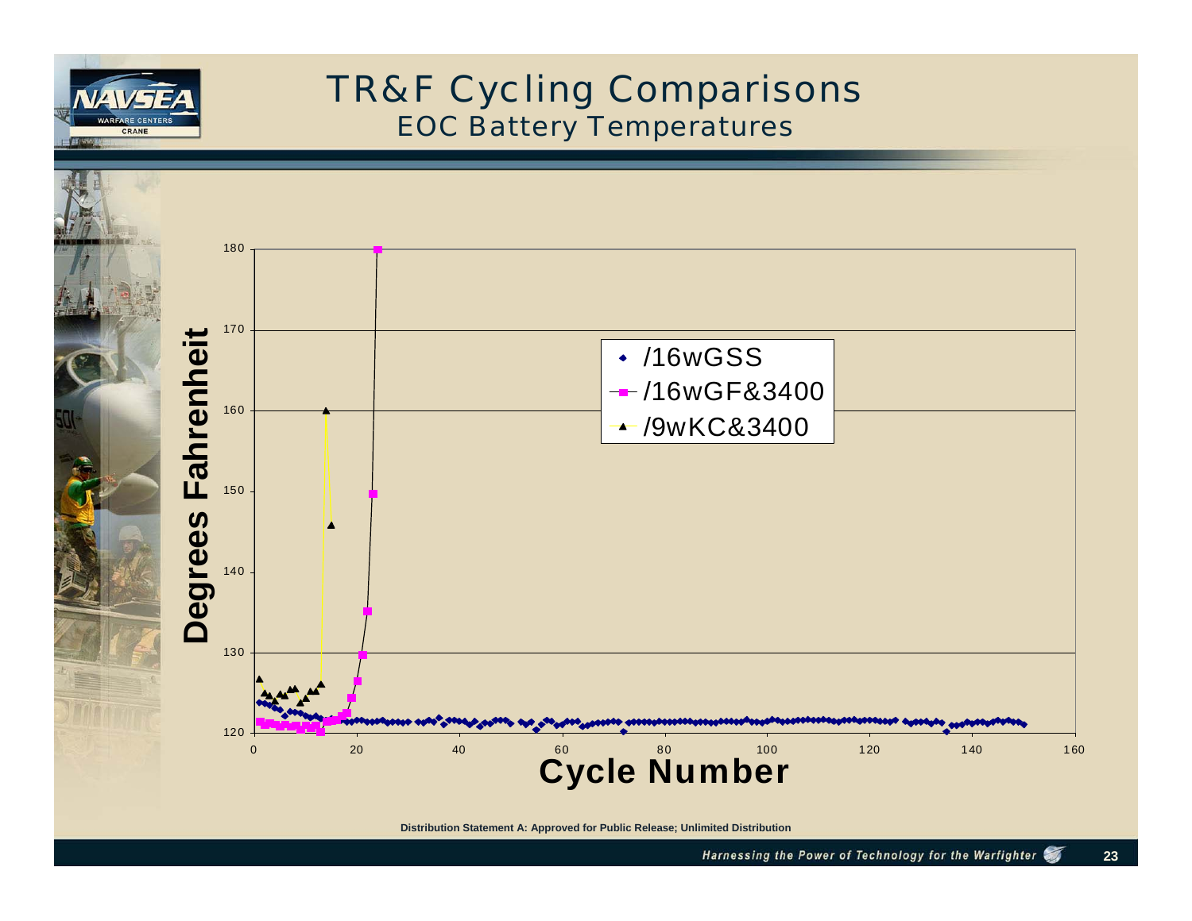# TR&F Cycling Comparisons

## EOC Battery Temperatures

Degrees Fahrenheit

Cycle Number

- /16wGSS
- /16wGF&3400
- /9wKC&3400

Distribution Statement A: Approved for Public Release; Unlimited Distribution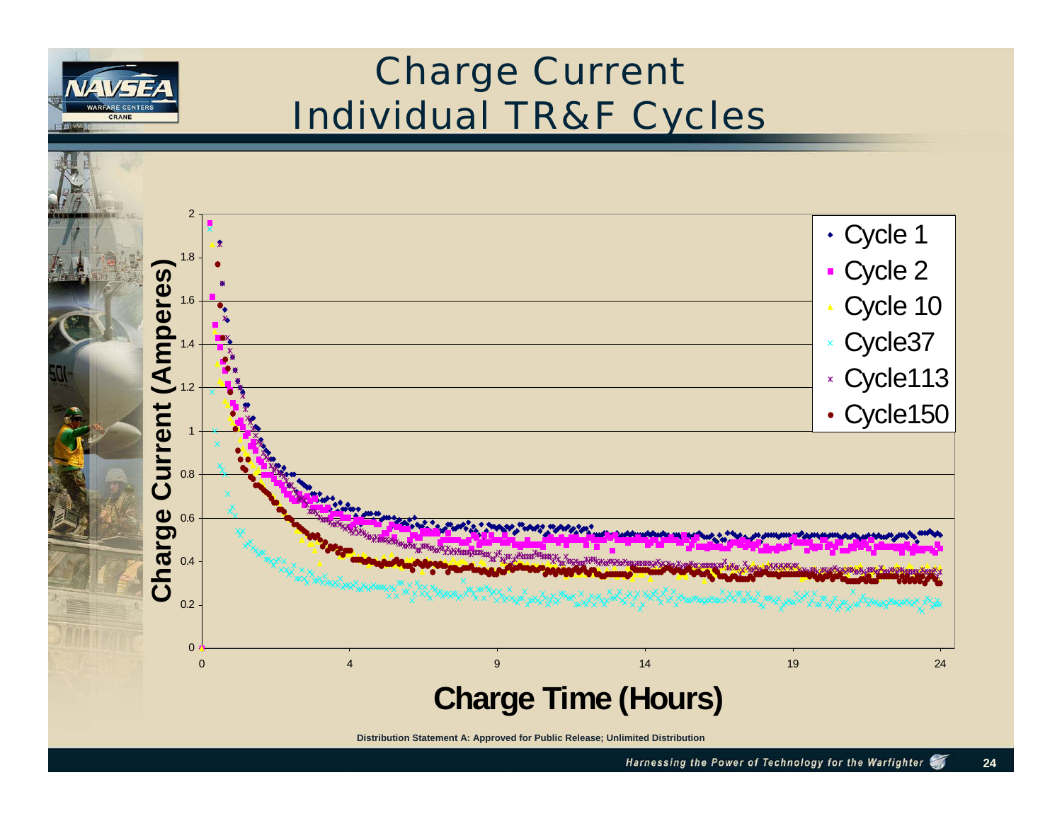# Charge Current
## Individual TR&F Cycles

Charge Current (Amperes)

Charge Time (Hours)

- Cycle 1
- Cycle 2
- Cycle 10
- Cycle37
- Cycle113
- Cycle150

**Distribution Statement A: Approved for Public Release; Unlimited Distribution**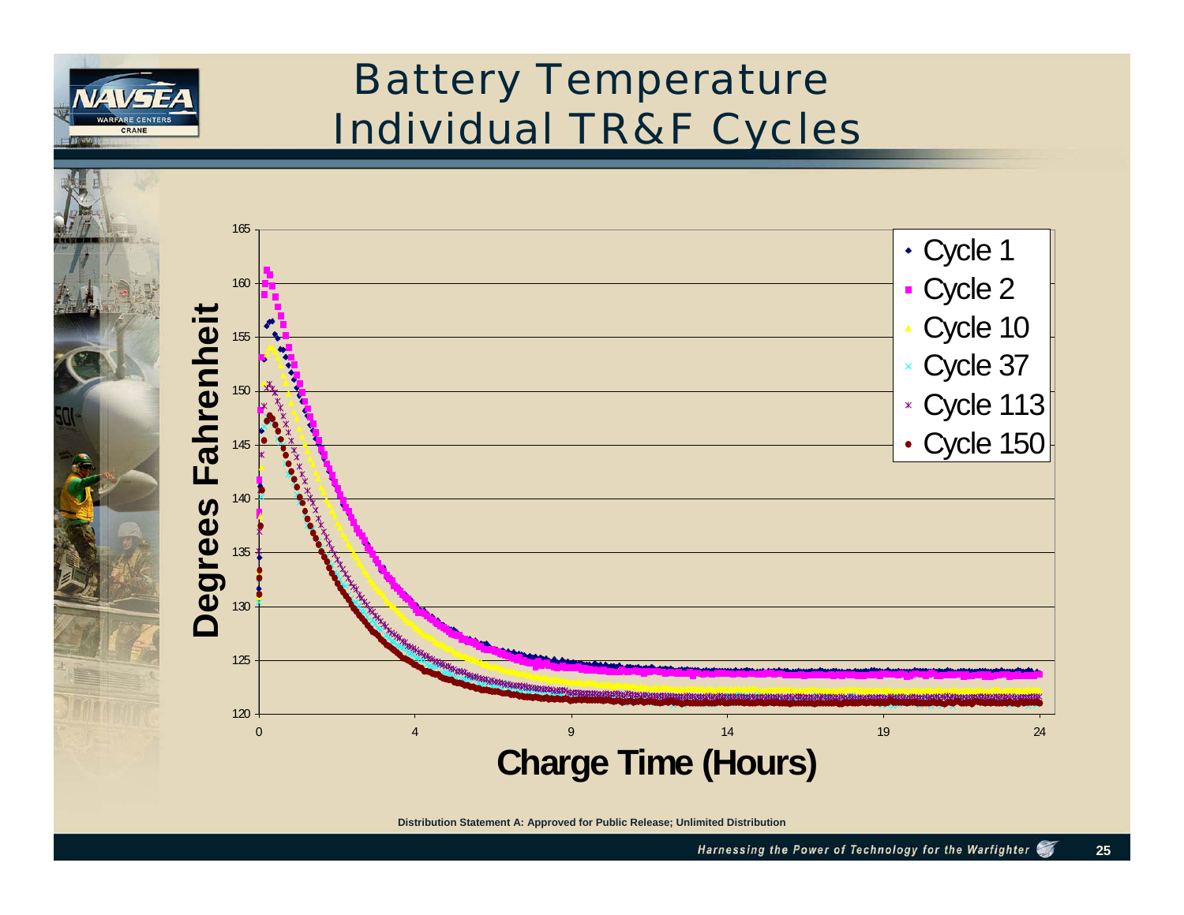# Battery Temperature Individual TR&F Cycles

Distribution Statement A: Approved for Public Release; Unlimited Distribution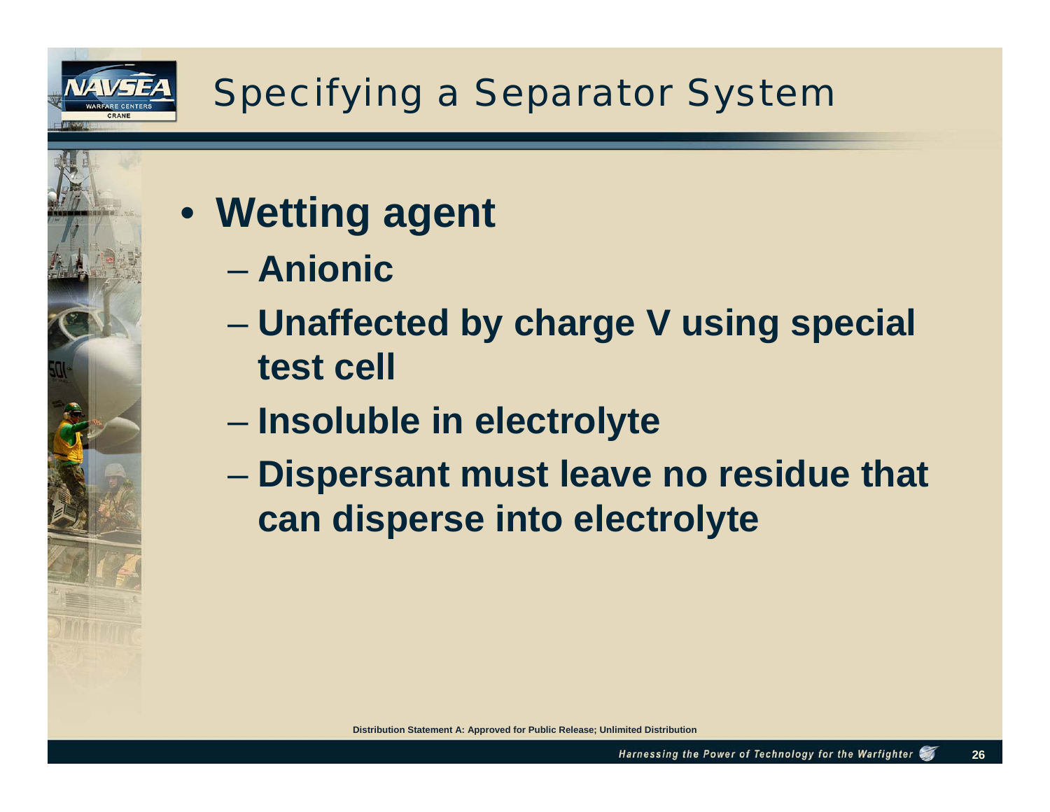# Specifying a Separator System

- **Wetting agent**
  - **Anionic**
  - **Unaffected by charge V using special test cell**
  - **Insoluble in electrolyte**
  - **Dispersant must leave no residue that can disperse into electrolyte**

Distribution Statement A: Approved for Public Release; Unlimited Distribution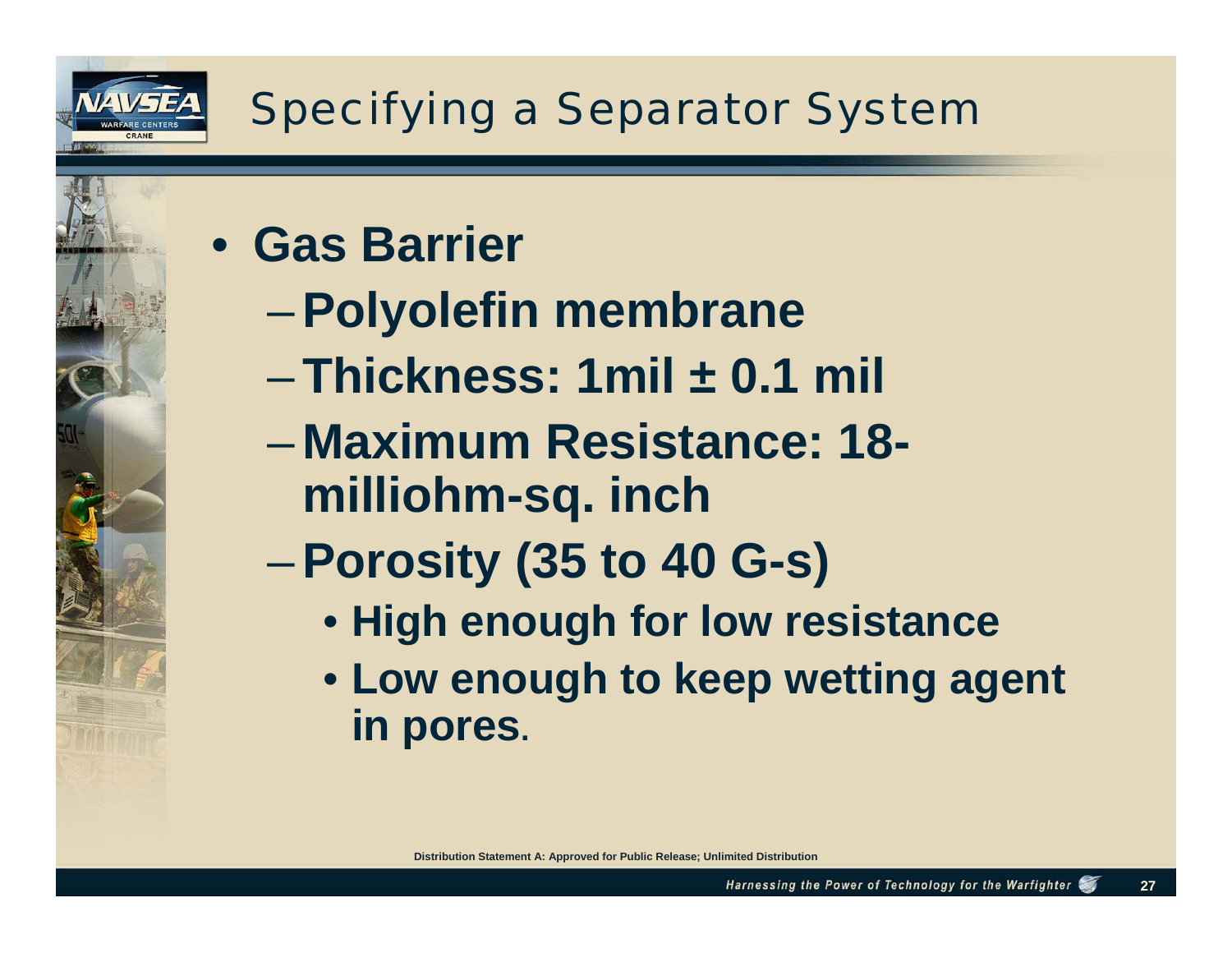# Specifying a Separator System

- **Gas Barrier**
  - **Polyolefin membrane**
  - **Thickness: 1mil ± 0.1 mil**
  - **Maximum Resistance: 18-milliohm-sq. inch**
  - **Porosity (35 to 40 G-s)**
    - **High enough for low resistance**
    - **Low enough to keep wetting agent in pores.**

Distribution Statement A: Approved for Public Release; Unlimited Distribution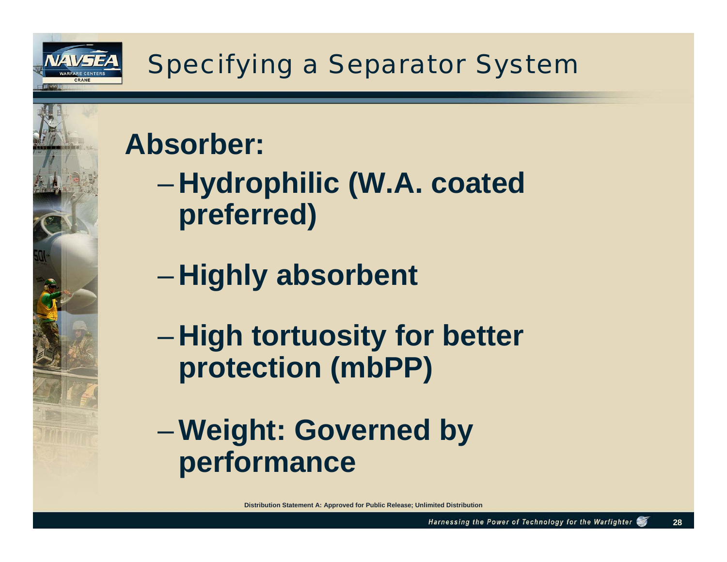# Specifying a Separator System

**Absorber:**

- **Hydrophilic (W.A. coated preferred)**
- **Highly absorbent**
- **High tortuosity for better protection (mbPP)**
- **Weight: Governed by performance**

**Distribution Statement A: Approved for Public Release; Unlimited Distribution**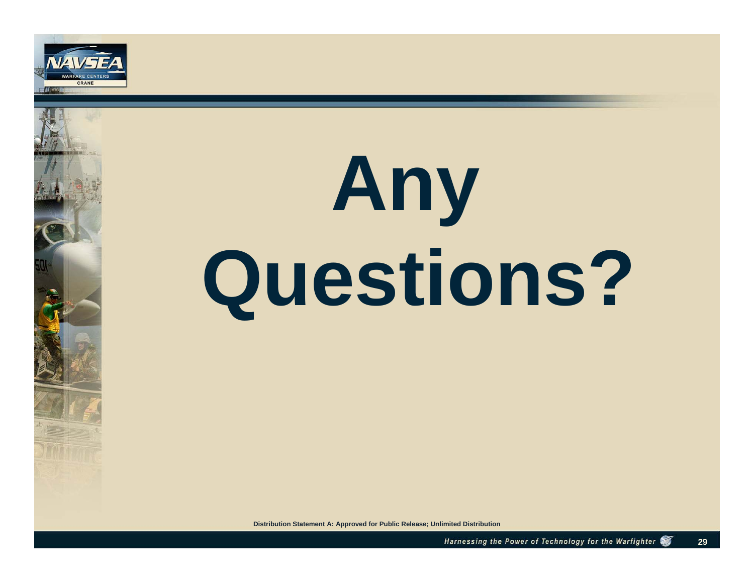# Any Questions?

Distribution Statement A: Approved for Public Release; Unlimited Distribution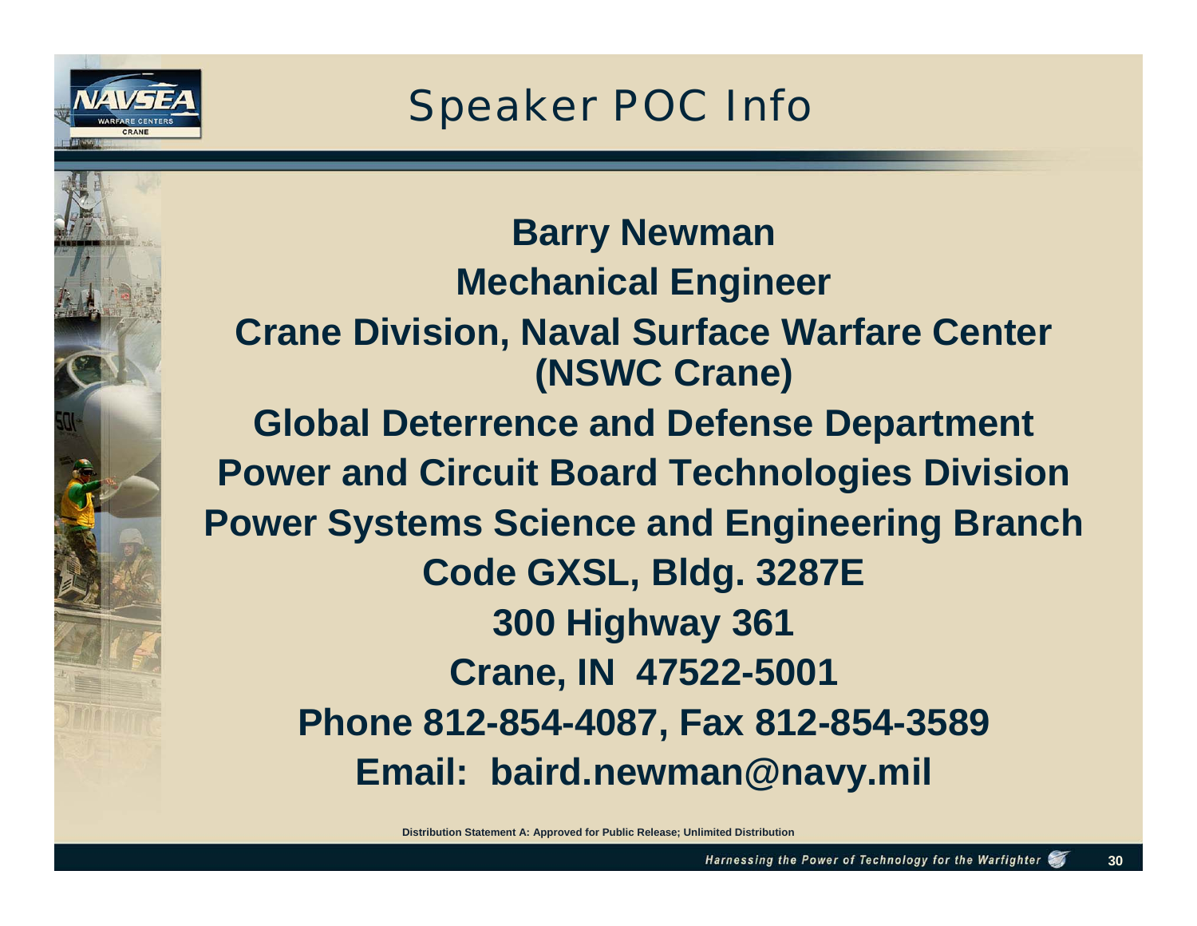# Speaker POC Info

**Barry Newman**
**Mechanical Engineer**
**Crane Division, Naval Surface Warfare Center (NSWC Crane)**
**Global Deterrence and Defense Department**
**Power and Circuit Board Technologies Division**
**Power Systems Science and Engineering Branch**
**Code GXSL, Bldg. 3287E**
**300 Highway 361**
**Crane, IN 47522-5001**
**Phone 812-854-4087, Fax 812-854-3589**
**Email: baird.newman@navy.mil**

Distribution Statement A: Approved for Public Release; Unlimited Distribution

*Harnessing the Power of Technology for the Warfighter*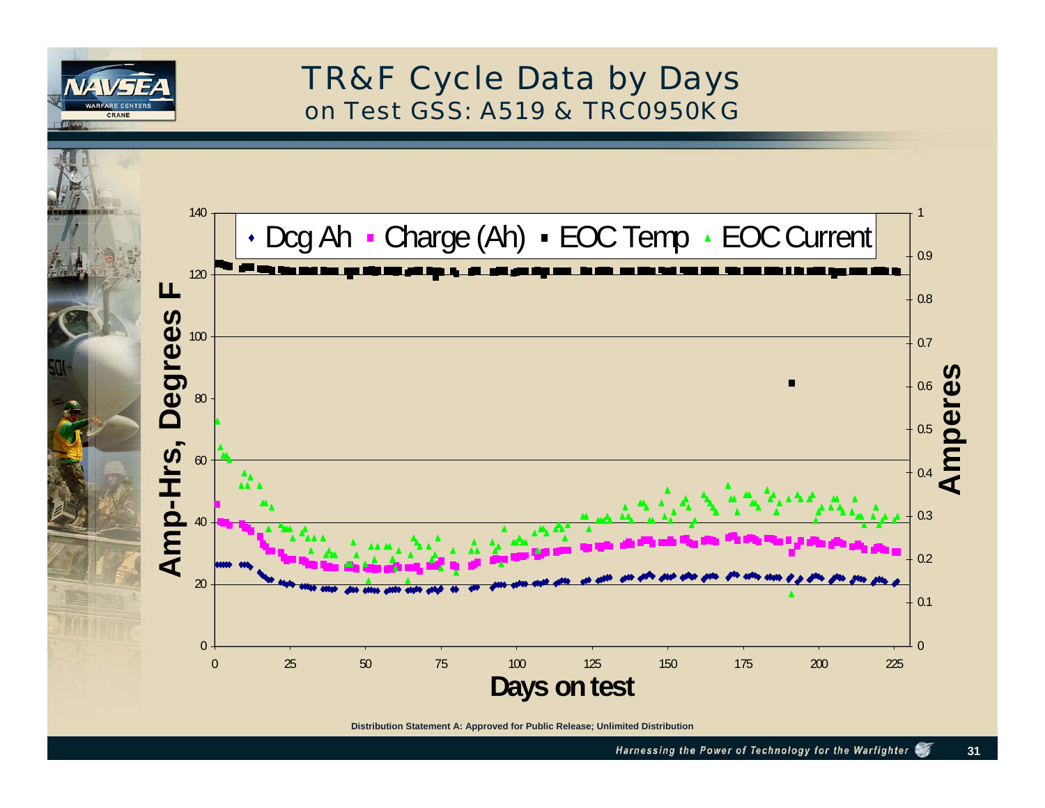# TR&F Cycle Data by Days

## on Test GSS: A519 & TRC0950KG

Dcg Ah
Charge (Ah)
EOC Temp
EOC Current

Amp-Hrs, Degrees F

140
120
100
80
60
40
20
0

Amperes

1
0.9
0.8
0.7
0.6
0.5
0.4
0.3
0.2
0.1
0

0
25
50
75
100
125
150
175
200
225

Days on test

Distribution Statement A: Approved for Public Release; Unlimited Distribution

*Harnessing the Power of Technology for the Warfighter*